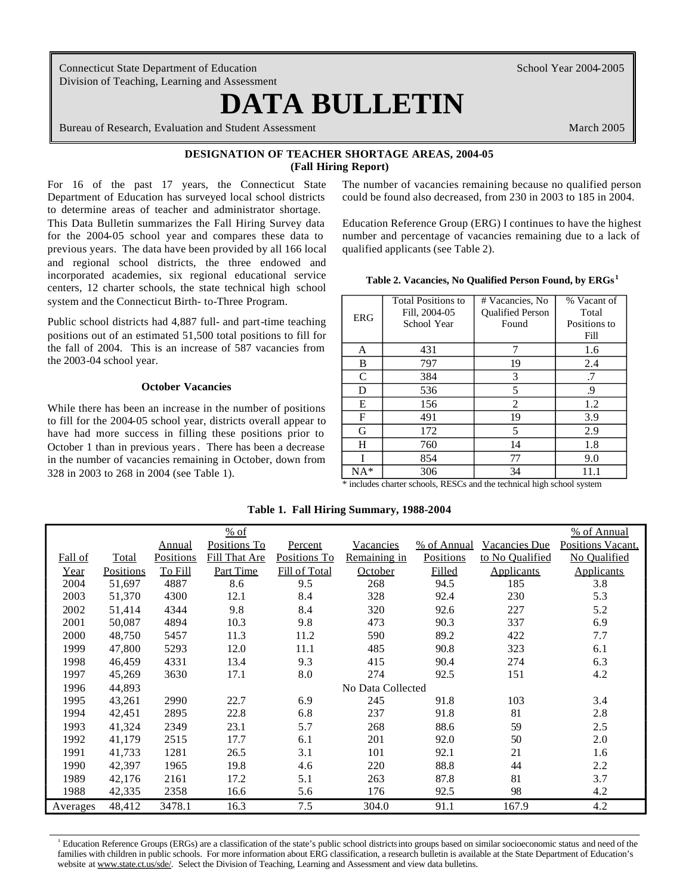Connecticut State Department of Education
Division of Teaching, Learning and Assessment

School Year 2004-2005

# DATA BULLETIN

Bureau of Research, Evaluation and Student Assessment

March 2005

## DESIGNATION OF TEACHER SHORTAGE AREAS, 2004-05
**(Fall Hiring Report)**

For 16 of the past 17 years, the Connecticut State Department of Education has surveyed local school districts to determine areas of teacher and administrator shortage. This Data Bulletin summarizes the Fall Hiring Survey data for the 2004-05 school year and compares these data to previous years. The data have been provided by all 166 local and regional school districts, the three endowed and incorporated academies, six regional educational service centers, 12 charter schools, the state technical high school system and the Connecticut Birth- to-Three Program.

Public school districts had 4,887 full- and part-time teaching positions out of an estimated 51,500 total positions to fill for the fall of 2004. This is an increase of 587 vacancies from the 2003-04 school year.

### October Vacancies

While there has been an increase in the number of positions to fill for the 2004-05 school year, districts overall appear to have had more success in filling these positions prior to October 1 than in previous years. There has been a decrease in the number of vacancies remaining in October, down from 328 in 2003 to 268 in 2004 (see Table 1).

The number of vacancies remaining because no qualified person could be found also decreased, from 230 in 2003 to 185 in 2004.

Education Reference Group (ERG) I continues to have the highest number and percentage of vacancies remaining due to a lack of qualified applicants (see Table 2).

**Table 2. Vacancies, No Qualified Person Found, by ERGs[1]**

| ERG | Total Positions to Fill, 2004-05 School Year | # Vacancies, No Qualified Person Found | % Vacant of Total Positions to Fill |
|---|---|---|---|
| A | 431 | 7 | 1.6 |
| B | 797 | 19 | 2.4 |
| C | 384 | 3 | .7 |
| D | 536 | 5 | .9 |
| E | 156 | 2 | 1.2 |
| F | 491 | 19 | 3.9 |
| G | 172 | 5 | 2.9 |
| H | 760 | 14 | 1.8 |
| I | 854 | 77 | 9.0 |
| NA* | 306 | 34 | 11.1 |

\* includes charter schools, RESCs and the technical high school system

**Table 1. Fall Hiring Summary, 1988-2004**

| Fall of Year | Total Positions | Annual Positions To Fill | % of Positions To Fill That Are Part Time | Percent Positions To Fill of Total | Vacancies Remaining in October | % of Annual Positions Filled | Vacancies Due to No Qualified Applicants | % of Annual Positions Vacant, No Qualified Applicants |
|---|---|---|---|---|---|---|---|---|
| 2004 | 51,697 | 4887 | 8.6 | 9.5 | 268 | 94.5 | 185 | 3.8 |
| 2003 | 51,370 | 4300 | 12.1 | 8.4 | 328 | 92.4 | 230 | 5.3 |
| 2002 | 51,414 | 4344 | 9.8 | 8.4 | 320 | 92.6 | 227 | 5.2 |
| 2001 | 50,087 | 4894 | 10.3 | 9.8 | 473 | 90.3 | 337 | 6.9 |
| 2000 | 48,750 | 5457 | 11.3 | 11.2 | 590 | 89.2 | 422 | 7.7 |
| 1999 | 47,800 | 5293 | 12.0 | 11.1 | 485 | 90.8 | 323 | 6.1 |
| 1998 | 46,459 | 4331 | 13.4 | 9.3 | 415 | 90.4 | 274 | 6.3 |
| 1997 | 45,269 | 3630 | 17.1 | 8.0 | 274 | 92.5 | 151 | 4.2 |
| 1996 | 44,893 | | | | No Data Collected | | | |
| 1995 | 43,261 | 2990 | 22.7 | 6.9 | 245 | 91.8 | 103 | 3.4 |
| 1994 | 42,451 | 2895 | 22.8 | 6.8 | 237 | 91.8 | 81 | 2.8 |
| 1993 | 41,324 | 2349 | 23.1 | 5.7 | 268 | 88.6 | 59 | 2.5 |
| 1992 | 41,179 | 2515 | 17.7 | 6.1 | 201 | 92.0 | 50 | 2.0 |
| 1991 | 41,733 | 1281 | 26.5 | 3.1 | 101 | 92.1 | 21 | 1.6 |
| 1990 | 42,397 | 1965 | 19.8 | 4.6 | 220 | 88.8 | 44 | 2.2 |
| 1989 | 42,176 | 2161 | 17.2 | 5.1 | 263 | 87.8 | 81 | 3.7 |
| 1988 | 42,335 | 2358 | 16.6 | 5.6 | 176 | 92.5 | 98 | 4.2 |
| Averages | 48,412 | 3478.1 | 16.3 | 7.5 | 304.0 | 91.1 | 167.9 | 4.2 |

[1] Education Reference Groups (ERGs) are a classification of the state's public school districts into groups based on similar socioeconomic status and need of the families with children in public schools. For more information about ERG classification, a research bulletin is available at the State Department of Education's website at www.state.ct.us/sde/. Select the Division of Teaching, Learning and Assessment and view data bulletins.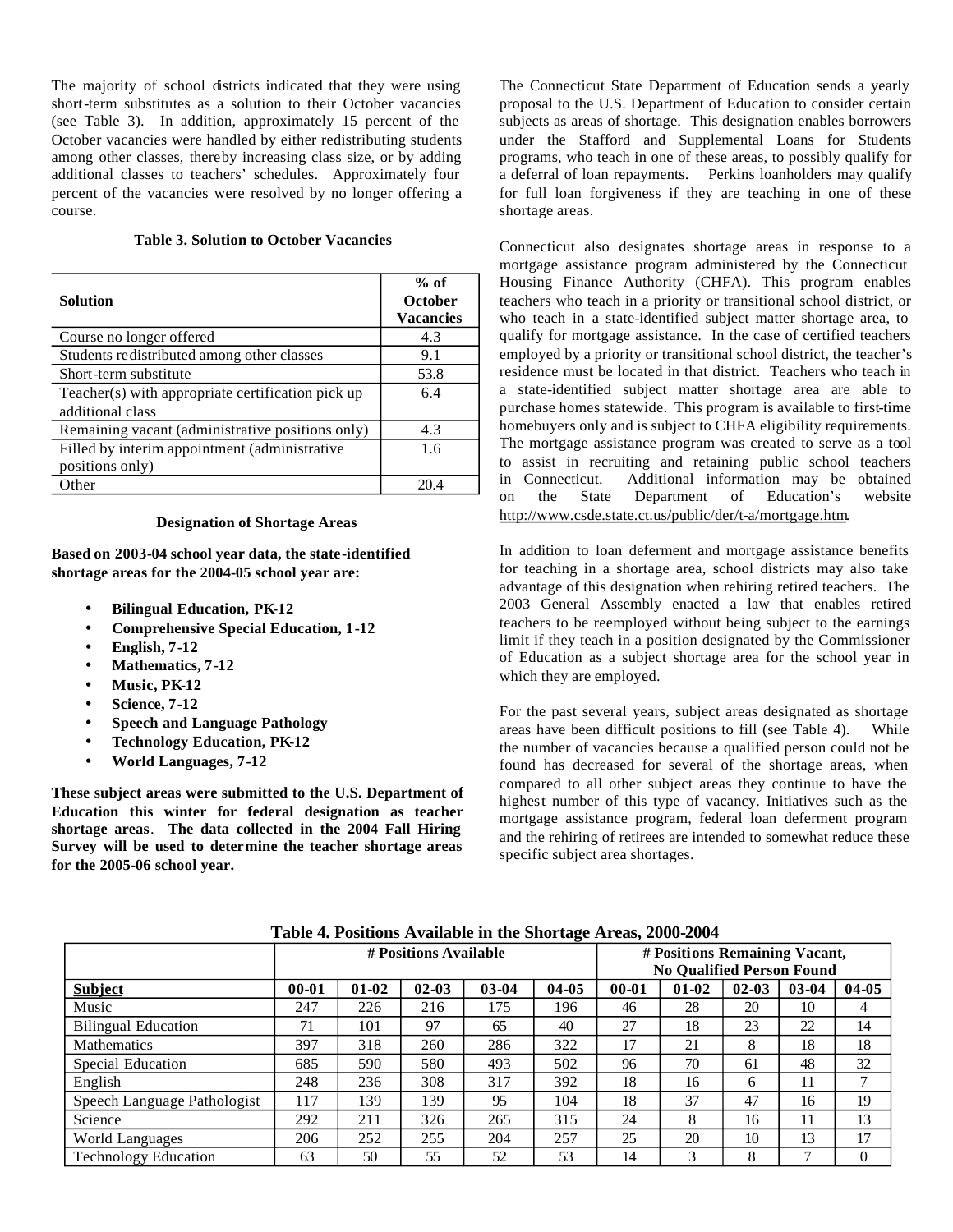The majority of school districts indicated that they were using short-term substitutes as a solution to their October vacancies (see Table 3). In addition, approximately 15 percent of the October vacancies were handled by either redistributing students among other classes, thereby increasing class size, or by adding additional classes to teachers' schedules. Approximately four percent of the vacancies were resolved by no longer offering a course.

**Table 3. Solution to October Vacancies**

| Solution | % of October Vacancies |
|---|---|
| Course no longer offered | 4.3 |
| Students redistributed among other classes | 9.1 |
| Short-term substitute | 53.8 |
| Teacher(s) with appropriate certification pick up additional class | 6.4 |
| Remaining vacant (administrative positions only) | 4.3 |
| Filled by interim appointment (administrative positions only) | 1.6 |
| Other | 20.4 |

**Designation of Shortage Areas**

**Based on 2003-04 school year data, the state-identified shortage areas for the 2004-05 school year are:**

- **Bilingual Education, PK-12**
- **Comprehensive Special Education, 1-12**
- **English, 7-12**
- **Mathematics, 7-12**
- **Music, PK-12**
- **Science, 7-12**
- **Speech and Language Pathology**
- **Technology Education, PK-12**
- **World Languages, 7-12**

**These subject areas were submitted to the U.S. Department of Education this winter for federal designation as teacher shortage areas. The data collected in the 2004 Fall Hiring Survey will be used to determine the teacher shortage areas for the 2005-06 school year.**

The Connecticut State Department of Education sends a yearly proposal to the U.S. Department of Education to consider certain subjects as areas of shortage. This designation enables borrowers under the Stafford and Supplemental Loans for Students programs, who teach in one of these areas, to possibly qualify for a deferral of loan repayments. Perkins loanholders may qualify for full loan forgiveness if they are teaching in one of these shortage areas.

Connecticut also designates shortage areas in response to a mortgage assistance program administered by the Connecticut Housing Finance Authority (CHFA). This program enables teachers who teach in a priority or transitional school district, or who teach in a state-identified subject matter shortage area, to qualify for mortgage assistance. In the case of certified teachers employed by a priority or transitional school district, the teacher's residence must be located in that district. Teachers who teach in a state-identified subject matter shortage area are able to purchase homes statewide. This program is available to first-time homebuyers only and is subject to CHFA eligibility requirements. The mortgage assistance program was created to serve as a tool to assist in recruiting and retaining public school teachers in Connecticut. Additional information may be obtained on the State Department of Education's website http://www.csde.state.ct.us/public/der/t-a/mortgage.htm.

In addition to loan deferment and mortgage assistance benefits for teaching in a shortage area, school districts may also take advantage of this designation when rehiring retired teachers. The 2003 General Assembly enacted a law that enables retired teachers to be reemployed without being subject to the earnings limit if they teach in a position designated by the Commissioner of Education as a subject shortage area for the school year in which they are employed.

For the past several years, subject areas designated as shortage areas have been difficult positions to fill (see Table 4). While the number of vacancies because a qualified person could not be found has decreased for several of the shortage areas, when compared to all other subject areas they continue to have the highest number of this type of vacancy. Initiatives such as the mortgage assistance program, federal loan deferment program and the rehiring of retirees are intended to somewhat reduce these specific subject area shortages.

**Table 4. Positions Available in the Shortage Areas, 2000-2004**

| | # Positions Available | | | | | # Positions Remaining Vacant, No Qualified Person Found | | | | |
|---|---|---|---|---|---|---|---|---|---|---|
| **Subject** | **00-01** | **01-02** | **02-03** | **03-04** | **04-05** | **00-01** | **01-02** | **02-03** | **03-04** | **04-05** |
| Music | 247 | 226 | 216 | 175 | 196 | 46 | 28 | 20 | 10 | 4 |
| Bilingual Education | 71 | 101 | 97 | 65 | 40 | 27 | 18 | 23 | 22 | 14 |
| Mathematics | 397 | 318 | 260 | 286 | 322 | 17 | 21 | 8 | 18 | 18 |
| Special Education | 685 | 590 | 580 | 493 | 502 | 96 | 70 | 61 | 48 | 32 |
| English | 248 | 236 | 308 | 317 | 392 | 18 | 16 | 6 | 11 | 7 |
| Speech Language Pathologist | 117 | 139 | 139 | 95 | 104 | 18 | 37 | 47 | 16 | 19 |
| Science | 292 | 211 | 326 | 265 | 315 | 24 | 8 | 16 | 11 | 13 |
| World Languages | 206 | 252 | 255 | 204 | 257 | 25 | 20 | 10 | 13 | 17 |
| Technology Education | 63 | 50 | 55 | 52 | 53 | 14 | 3 | 8 | 7 | 0 |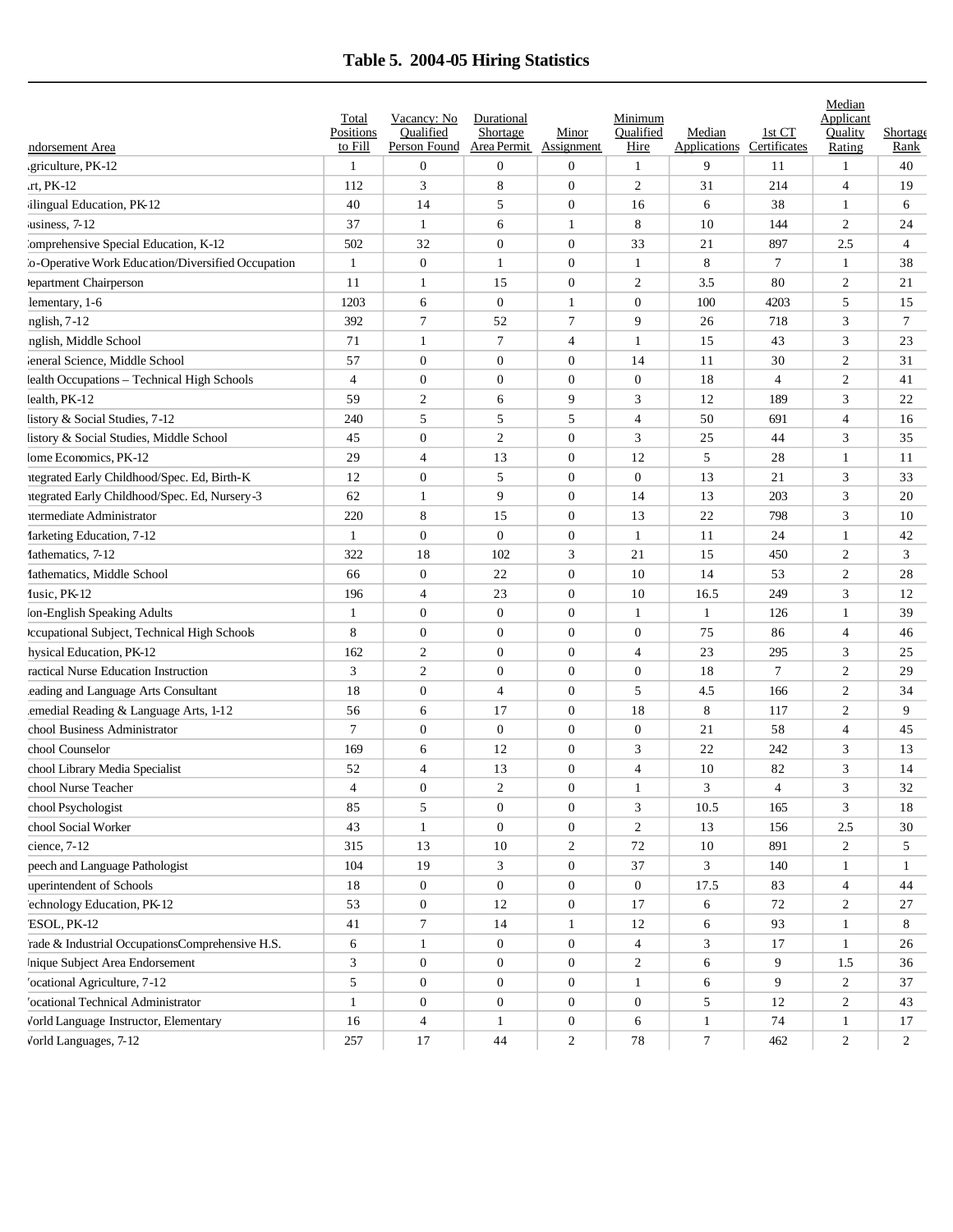# Table 5. 2004-05 Hiring Statistics

| Endorsement Area | Total Positions to Fill | Vacancy: No Qualified Person Found | Durational Shortage Area Permit | Minor Assignment | Minimum Qualified Hire | Median Applications | 1st CT Certificates | Median Applicant Quality Rating | Shortage Rank |
|---|---|---|---|---|---|---|---|---|---|
| Agriculture, PK-12 | 1 | 0 | 0 | 0 | 1 | 9 | 11 | 1 | 40 |
| Art, PK-12 | 112 | 3 | 8 | 0 | 2 | 31 | 214 | 4 | 19 |
| Bilingual Education, PK-12 | 40 | 14 | 5 | 0 | 16 | 6 | 38 | 1 | 6 |
| Business, 7-12 | 37 | 1 | 6 | 1 | 8 | 10 | 144 | 2 | 24 |
| Comprehensive Special Education, K-12 | 502 | 32 | 0 | 0 | 33 | 21 | 897 | 2.5 | 4 |
| Co-Operative Work Education/Diversified Occupation | 1 | 0 | 1 | 0 | 1 | 8 | 7 | 1 | 38 |
| Department Chairperson | 11 | 1 | 15 | 0 | 2 | 3.5 | 80 | 2 | 21 |
| Elementary, 1-6 | 1203 | 6 | 0 | 1 | 0 | 100 | 4203 | 5 | 15 |
| English, 7-12 | 392 | 7 | 52 | 7 | 9 | 26 | 718 | 3 | 7 |
| English, Middle School | 71 | 1 | 7 | 4 | 1 | 15 | 43 | 3 | 23 |
| General Science, Middle School | 57 | 0 | 0 | 0 | 14 | 11 | 30 | 2 | 31 |
| Health Occupations – Technical High Schools | 4 | 0 | 0 | 0 | 0 | 18 | 4 | 2 | 41 |
| Health, PK-12 | 59 | 2 | 6 | 9 | 3 | 12 | 189 | 3 | 22 |
| History & Social Studies, 7-12 | 240 | 5 | 5 | 5 | 4 | 50 | 691 | 4 | 16 |
| History & Social Studies, Middle School | 45 | 0 | 2 | 0 | 3 | 25 | 44 | 3 | 35 |
| Home Economics, PK-12 | 29 | 4 | 13 | 0 | 12 | 5 | 28 | 1 | 11 |
| Integrated Early Childhood/Spec. Ed, Birth-K | 12 | 0 | 5 | 0 | 0 | 13 | 21 | 3 | 33 |
| Integrated Early Childhood/Spec. Ed, Nursery-3 | 62 | 1 | 9 | 0 | 14 | 13 | 203 | 3 | 20 |
| Intermediate Administrator | 220 | 8 | 15 | 0 | 13 | 22 | 798 | 3 | 10 |
| Marketing Education, 7-12 | 1 | 0 | 0 | 0 | 1 | 11 | 24 | 1 | 42 |
| Mathematics, 7-12 | 322 | 18 | 102 | 3 | 21 | 15 | 450 | 2 | 3 |
| Mathematics, Middle School | 66 | 0 | 22 | 0 | 10 | 14 | 53 | 2 | 28 |
| Music, PK-12 | 196 | 4 | 23 | 0 | 10 | 16.5 | 249 | 3 | 12 |
| Non-English Speaking Adults | 1 | 0 | 0 | 0 | 1 | 1 | 126 | 1 | 39 |
| Occupational Subject, Technical High Schools | 8 | 0 | 0 | 0 | 0 | 75 | 86 | 4 | 46 |
| Physical Education, PK-12 | 162 | 2 | 0 | 0 | 4 | 23 | 295 | 3 | 25 |
| Practical Nurse Education Instruction | 3 | 2 | 0 | 0 | 0 | 18 | 7 | 2 | 29 |
| Reading and Language Arts Consultant | 18 | 0 | 4 | 0 | 5 | 4.5 | 166 | 2 | 34 |
| Remedial Reading & Language Arts, 1-12 | 56 | 6 | 17 | 0 | 18 | 8 | 117 | 2 | 9 |
| School Business Administrator | 7 | 0 | 0 | 0 | 0 | 21 | 58 | 4 | 45 |
| School Counselor | 169 | 6 | 12 | 0 | 3 | 22 | 242 | 3 | 13 |
| School Library Media Specialist | 52 | 4 | 13 | 0 | 4 | 10 | 82 | 3 | 14 |
| School Nurse Teacher | 4 | 0 | 2 | 0 | 1 | 3 | 4 | 3 | 32 |
| School Psychologist | 85 | 5 | 0 | 0 | 3 | 10.5 | 165 | 3 | 18 |
| School Social Worker | 43 | 1 | 0 | 0 | 2 | 13 | 156 | 2.5 | 30 |
| Science, 7-12 | 315 | 13 | 10 | 2 | 72 | 10 | 891 | 2 | 5 |
| Speech and Language Pathologist | 104 | 19 | 3 | 0 | 37 | 3 | 140 | 1 | 1 |
| Superintendent of Schools | 18 | 0 | 0 | 0 | 0 | 17.5 | 83 | 4 | 44 |
| Technology Education, PK-12 | 53 | 0 | 12 | 0 | 17 | 6 | 72 | 2 | 27 |
| TESOL, PK-12 | 41 | 7 | 14 | 1 | 12 | 6 | 93 | 1 | 8 |
| Trade & Industrial OccupationsComprehensive H.S. | 6 | 1 | 0 | 0 | 4 | 3 | 17 | 1 | 26 |
| Unique Subject Area Endorsement | 3 | 0 | 0 | 0 | 2 | 6 | 9 | 1.5 | 36 |
| Vocational Agriculture, 7-12 | 5 | 0 | 0 | 0 | 1 | 6 | 9 | 2 | 37 |
| Vocational Technical Administrator | 1 | 0 | 0 | 0 | 0 | 5 | 12 | 2 | 43 |
| World Language Instructor, Elementary | 16 | 4 | 1 | 0 | 6 | 1 | 74 | 1 | 17 |
| World Languages, 7-12 | 257 | 17 | 44 | 2 | 78 | 7 | 462 | 2 | 2 |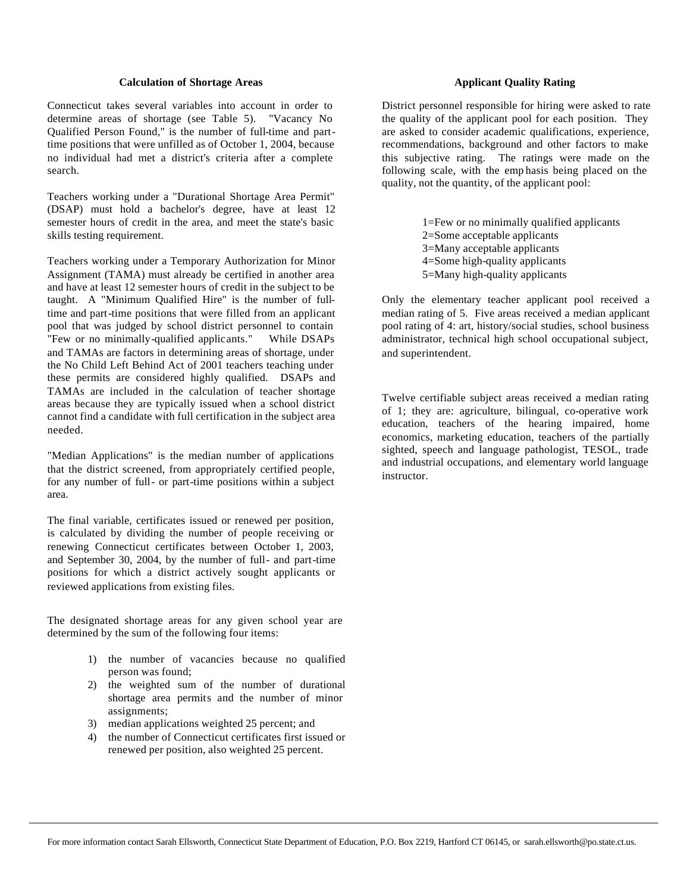### Calculation of Shortage Areas

Connecticut takes several variables into account in order to determine areas of shortage (see Table 5). "Vacancy No Qualified Person Found," is the number of full-time and part-time positions that were unfilled as of October 1, 2004, because no individual had met a district's criteria after a complete search.

Teachers working under a "Durational Shortage Area Permit" (DSAP) must hold a bachelor's degree, have at least 12 semester hours of credit in the area, and meet the state's basic skills testing requirement.

Teachers working under a Temporary Authorization for Minor Assignment (TAMA) must already be certified in another area and have at least 12 semester hours of credit in the subject to be taught. A "Minimum Qualified Hire" is the number of full-time and part-time positions that were filled from an applicant pool that was judged by school district personnel to contain "Few or no minimally-qualified applicants." While DSAPs and TAMAs are factors in determining areas of shortage, under the No Child Left Behind Act of 2001 teachers teaching under these permits are considered highly qualified. DSAPs and TAMAs are included in the calculation of teacher shortage areas because they are typically issued when a school district cannot find a candidate with full certification in the subject area needed.

"Median Applications" is the median number of applications that the district screened, from appropriately certified people, for any number of full- or part-time positions within a subject area.

The final variable, certificates issued or renewed per position, is calculated by dividing the number of people receiving or renewing Connecticut certificates between October 1, 2003, and September 30, 2004, by the number of full- and part-time positions for which a district actively sought applicants or reviewed applications from existing files.

The designated shortage areas for any given school year are determined by the sum of the following four items:

1) the number of vacancies because no qualified person was found;
2) the weighted sum of the number of durational shortage area permits and the number of minor assignments;
3) median applications weighted 25 percent; and
4) the number of Connecticut certificates first issued or renewed per position, also weighted 25 percent.

### Applicant Quality Rating

District personnel responsible for hiring were asked to rate the quality of the applicant pool for each position. They are asked to consider academic qualifications, experience, recommendations, background and other factors to make this subjective rating. The ratings were made on the following scale, with the emphasis being placed on the quality, not the quantity, of the applicant pool:

1=Few or no minimally qualified applicants
2=Some acceptable applicants
3=Many acceptable applicants
4=Some high-quality applicants
5=Many high-quality applicants

Only the elementary teacher applicant pool received a median rating of 5. Five areas received a median applicant pool rating of 4: art, history/social studies, school business administrator, technical high school occupational subject, and superintendent.

Twelve certifiable subject areas received a median rating of 1; they are: agriculture, bilingual, co-operative work education, teachers of the hearing impaired, home economics, marketing education, teachers of the partially sighted, speech and language pathologist, TESOL, trade and industrial occupations, and elementary world language instructor.

For more information contact Sarah Ellsworth, Connecticut State Department of Education, P.O. Box 2219, Hartford CT 06145, or sarah.ellsworth@po.state.ct.us.